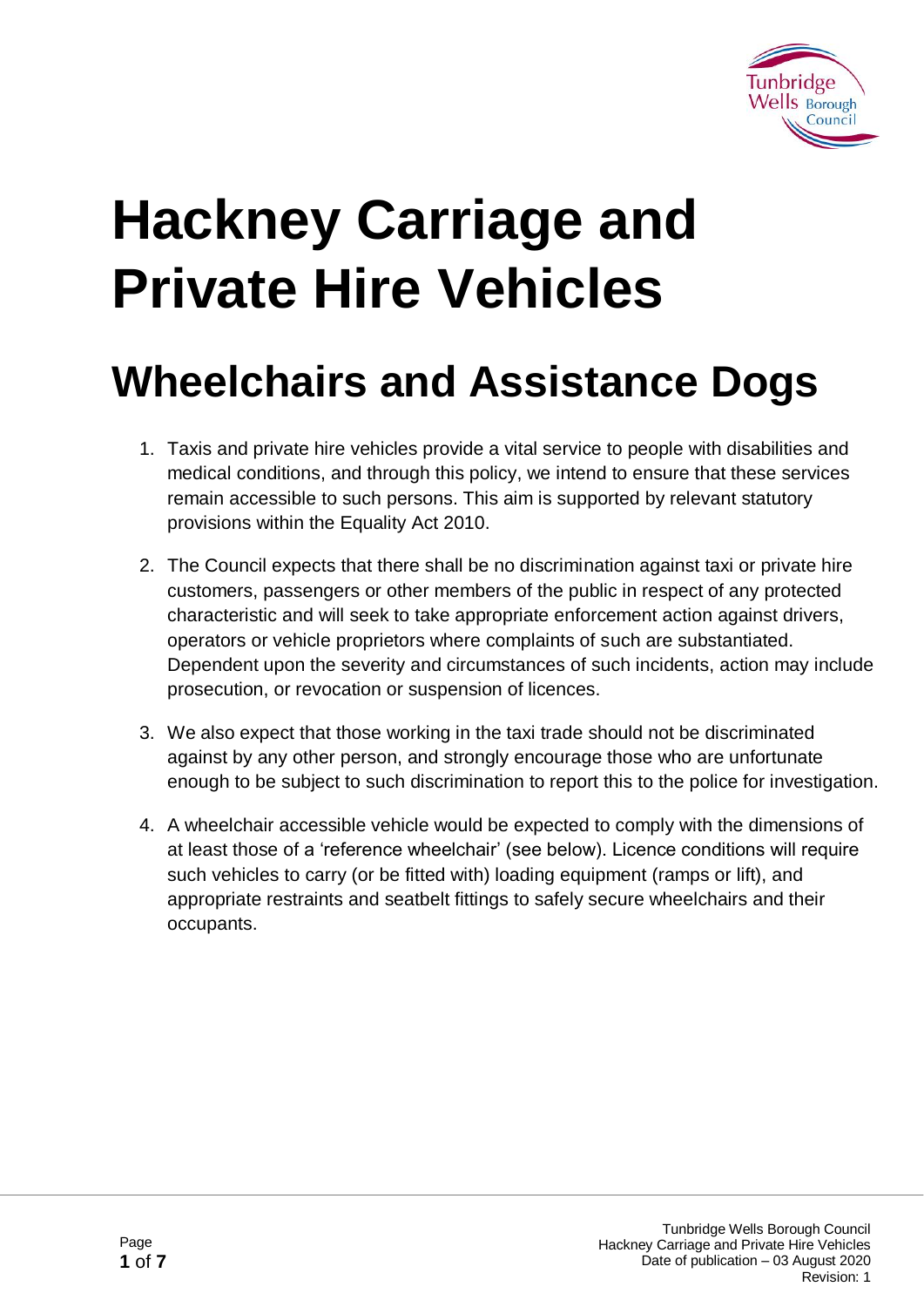# Hackney Carriage and Private Hire Vehicles

## Wheelchairs and Assistance Dogs

1. Taxis and private hire vehicles provide a vital service to people with disabilities and medical conditions, and through this policy, we intend to ensure that these services remain accessible to such persons. This aim is supported by relevant statutory provisions within the Equality Act 2010.

2. The Council expects that there shall be no discrimination against taxi or private hire customers, passengers or other members of the public in respect of any protected characteristic and will seek to take appropriate enforcement action against drivers, operators or vehicle proprietors where complaints of such are substantiated. Dependent upon the severity and circumstances of such incidents, action may include prosecution, or revocation or suspension of licences.

3. We also expect that those working in the taxi trade should not be discriminated against by any other person, and strongly encourage those who are unfortunate enough to be subject to such discrimination to report this to the police for investigation.

4. A wheelchair accessible vehicle would be expected to comply with the dimensions of at least those of a 'reference wheelchair' (see below). Licence conditions will require such vehicles to carry (or be fitted with) loading equipment (ramps or lift), and appropriate restraints and seatbelt fittings to safely secure wheelchairs and their occupants.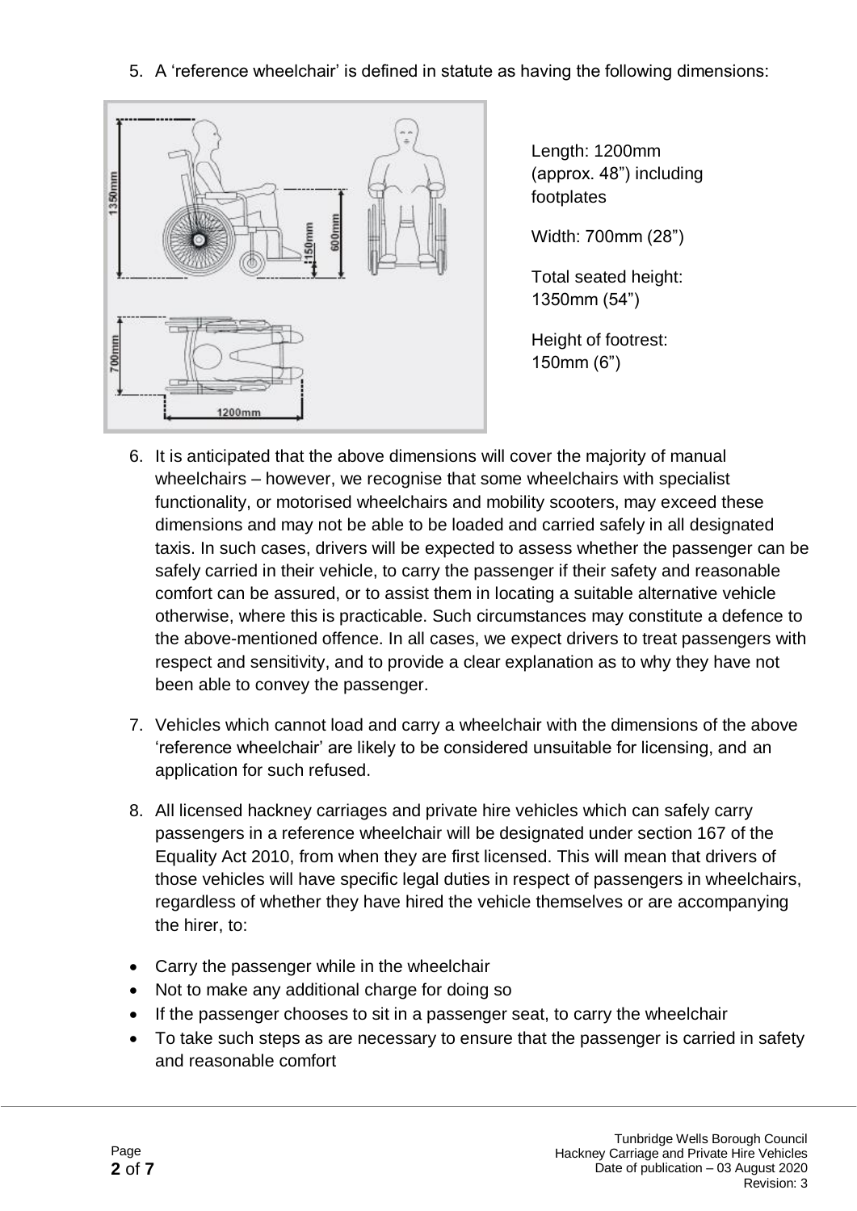5. A 'reference wheelchair' is defined in statute as having the following dimensions:

Length: 1200mm (approx. 48") including footplates

Width: 700mm (28")

Total seated height: 1350mm (54")

Height of footrest: 150mm (6")

6. It is anticipated that the above dimensions will cover the majority of manual wheelchairs – however, we recognise that some wheelchairs with specialist functionality, or motorised wheelchairs and mobility scooters, may exceed these dimensions and may not be able to be loaded and carried safely in all designated taxis. In such cases, drivers will be expected to assess whether the passenger can be safely carried in their vehicle, to carry the passenger if their safety and reasonable comfort can be assured, or to assist them in locating a suitable alternative vehicle otherwise, where this is practicable. Such circumstances may constitute a defence to the above-mentioned offence. In all cases, we expect drivers to treat passengers with respect and sensitivity, and to provide a clear explanation as to why they have not been able to convey the passenger.

7. Vehicles which cannot load and carry a wheelchair with the dimensions of the above 'reference wheelchair' are likely to be considered unsuitable for licensing, and an application for such refused.

8. All licensed hackney carriages and private hire vehicles which can safely carry passengers in a reference wheelchair will be designated under section 167 of the Equality Act 2010, from when they are first licensed. This will mean that drivers of those vehicles will have specific legal duties in respect of passengers in wheelchairs, regardless of whether they have hired the vehicle themselves or are accompanying the hirer, to:

- Carry the passenger while in the wheelchair
- Not to make any additional charge for doing so
- If the passenger chooses to sit in a passenger seat, to carry the wheelchair
- To take such steps as are necessary to ensure that the passenger is carried in safety and reasonable comfort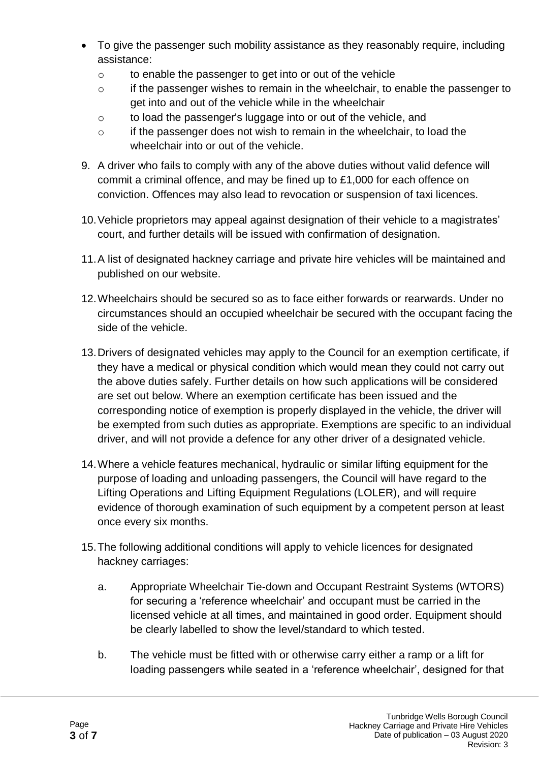- To give the passenger such mobility assistance as they reasonably require, including assistance:
    - to enable the passenger to get into or out of the vehicle
    - if the passenger wishes to remain in the wheelchair, to enable the passenger to get into and out of the vehicle while in the wheelchair
    - to load the passenger's luggage into or out of the vehicle, and
    - if the passenger does not wish to remain in the wheelchair, to load the wheelchair into or out of the vehicle.

9. A driver who fails to comply with any of the above duties without valid defence will commit a criminal offence, and may be fined up to £1,000 for each offence on conviction. Offences may also lead to revocation or suspension of taxi licences.

10. Vehicle proprietors may appeal against designation of their vehicle to a magistrates' court, and further details will be issued with confirmation of designation.

11. A list of designated hackney carriage and private hire vehicles will be maintained and published on our website.

12. Wheelchairs should be secured so as to face either forwards or rearwards. Under no circumstances should an occupied wheelchair be secured with the occupant facing the side of the vehicle.

13. Drivers of designated vehicles may apply to the Council for an exemption certificate, if they have a medical or physical condition which would mean they could not carry out the above duties safely. Further details on how such applications will be considered are set out below. Where an exemption certificate has been issued and the corresponding notice of exemption is properly displayed in the vehicle, the driver will be exempted from such duties as appropriate. Exemptions are specific to an individual driver, and will not provide a defence for any other driver of a designated vehicle.

14. Where a vehicle features mechanical, hydraulic or similar lifting equipment for the purpose of loading and unloading passengers, the Council will have regard to the Lifting Operations and Lifting Equipment Regulations (LOLER), and will require evidence of thorough examination of such equipment by a competent person at least once every six months.

15. The following additional conditions will apply to vehicle licences for designated hackney carriages:

    a. Appropriate Wheelchair Tie-down and Occupant Restraint Systems (WTORS) for securing a 'reference wheelchair' and occupant must be carried in the licensed vehicle at all times, and maintained in good order. Equipment should be clearly labelled to show the level/standard to which tested.

    b. The vehicle must be fitted with or otherwise carry either a ramp or a lift for loading passengers while seated in a 'reference wheelchair', designed for that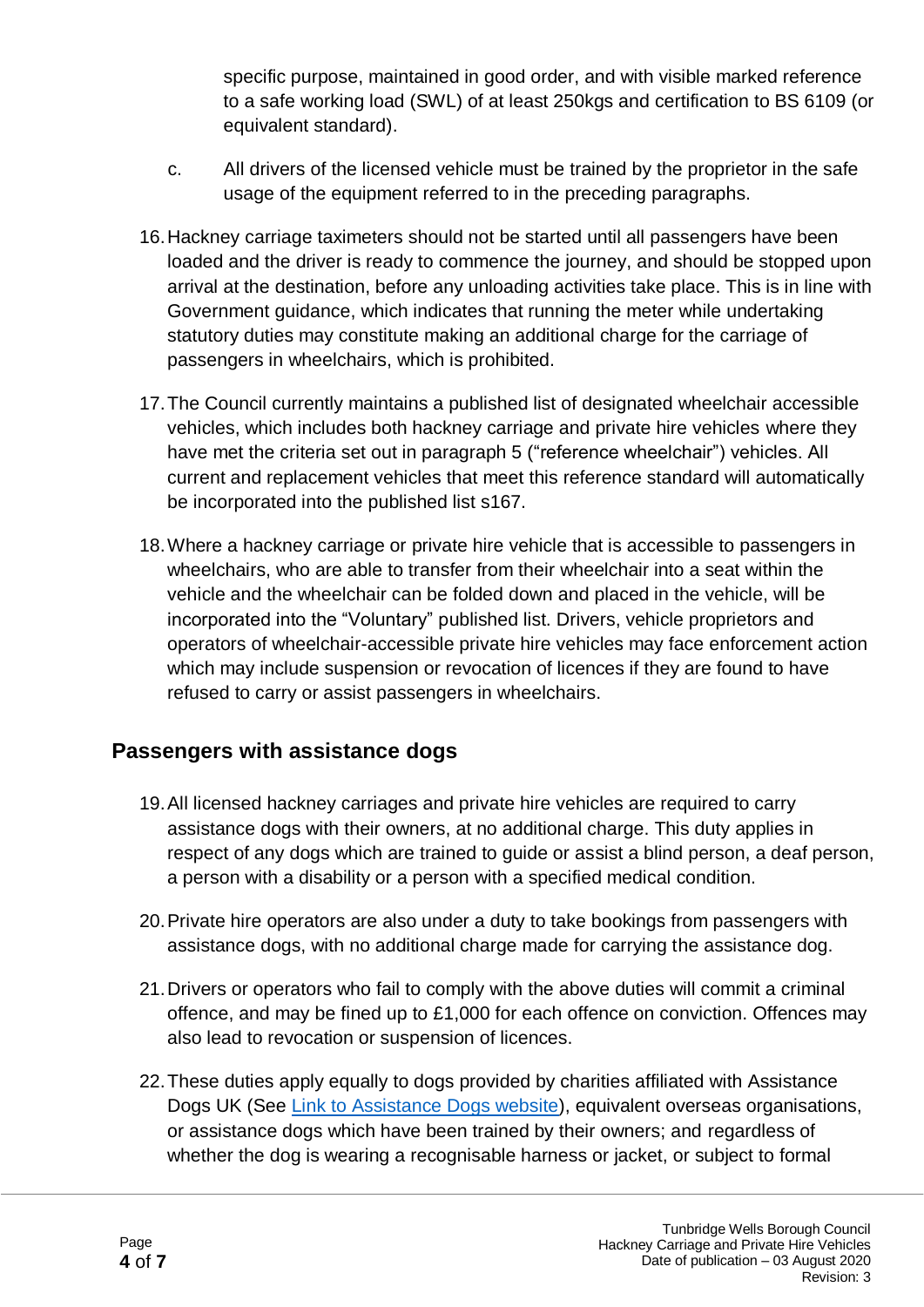specific purpose, maintained in good order, and with visible marked reference to a safe working load (SWL) of at least 250kgs and certification to BS 6109 (or equivalent standard).

c. All drivers of the licensed vehicle must be trained by the proprietor in the safe usage of the equipment referred to in the preceding paragraphs.

16. Hackney carriage taximeters should not be started until all passengers have been loaded and the driver is ready to commence the journey, and should be stopped upon arrival at the destination, before any unloading activities take place. This is in line with Government guidance, which indicates that running the meter while undertaking statutory duties may constitute making an additional charge for the carriage of passengers in wheelchairs, which is prohibited.

17. The Council currently maintains a published list of designated wheelchair accessible vehicles, which includes both hackney carriage and private hire vehicles where they have met the criteria set out in paragraph 5 ("reference wheelchair") vehicles. All current and replacement vehicles that meet this reference standard will automatically be incorporated into the published list s167.

18. Where a hackney carriage or private hire vehicle that is accessible to passengers in wheelchairs, who are able to transfer from their wheelchair into a seat within the vehicle and the wheelchair can be folded down and placed in the vehicle, will be incorporated into the "Voluntary" published list. Drivers, vehicle proprietors and operators of wheelchair-accessible private hire vehicles may face enforcement action which may include suspension or revocation of licences if they are found to have refused to carry or assist passengers in wheelchairs.

## Passengers with assistance dogs

19. All licensed hackney carriages and private hire vehicles are required to carry assistance dogs with their owners, at no additional charge. This duty applies in respect of any dogs which are trained to guide or assist a blind person, a deaf person, a person with a disability or a person with a specified medical condition.

20. Private hire operators are also under a duty to take bookings from passengers with assistance dogs, with no additional charge made for carrying the assistance dog.

21. Drivers or operators who fail to comply with the above duties will commit a criminal offence, and may be fined up to £1,000 for each offence on conviction. Offences may also lead to revocation or suspension of licences.

22. These duties apply equally to dogs provided by charities affiliated with Assistance Dogs UK (See Link to Assistance Dogs website), equivalent overseas organisations, or assistance dogs which have been trained by their owners; and regardless of whether the dog is wearing a recognisable harness or jacket, or subject to formal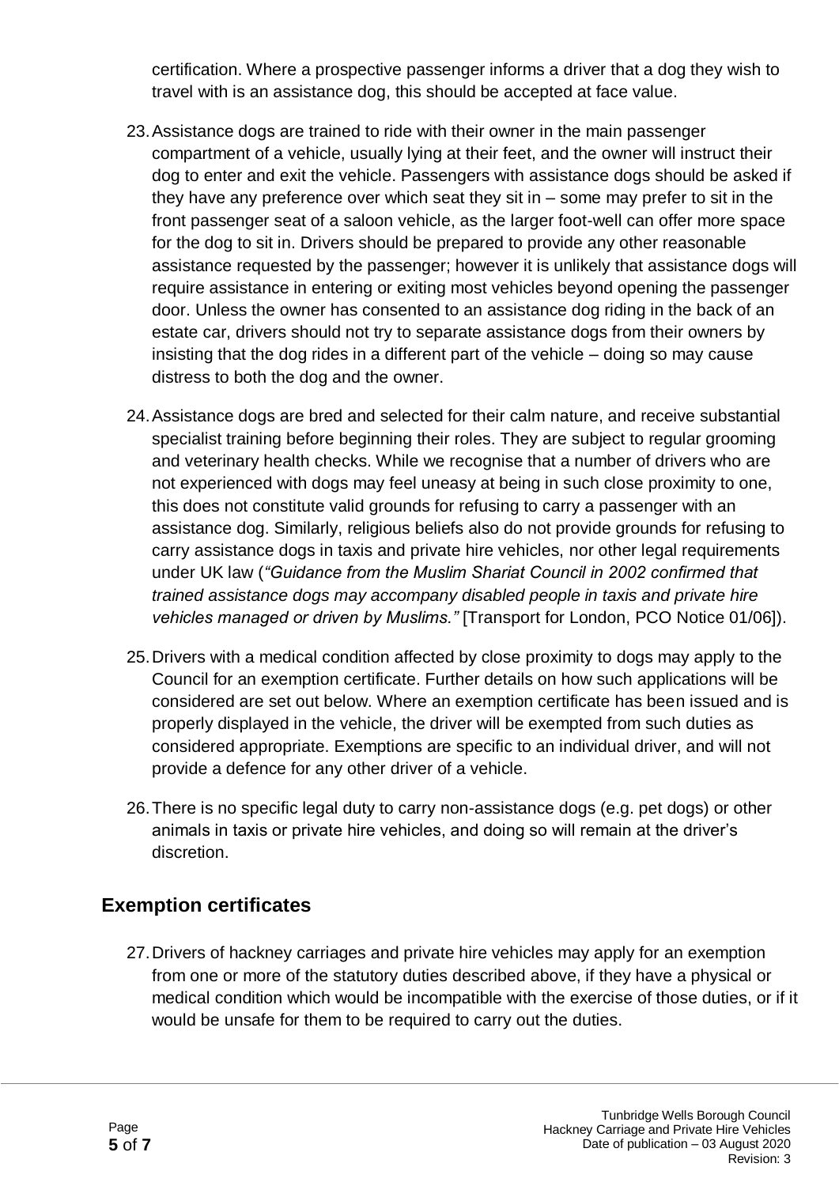certification. Where a prospective passenger informs a driver that a dog they wish to travel with is an assistance dog, this should be accepted at face value.

23. Assistance dogs are trained to ride with their owner in the main passenger compartment of a vehicle, usually lying at their feet, and the owner will instruct their dog to enter and exit the vehicle. Passengers with assistance dogs should be asked if they have any preference over which seat they sit in – some may prefer to sit in the front passenger seat of a saloon vehicle, as the larger foot-well can offer more space for the dog to sit in. Drivers should be prepared to provide any other reasonable assistance requested by the passenger; however it is unlikely that assistance dogs will require assistance in entering or exiting most vehicles beyond opening the passenger door. Unless the owner has consented to an assistance dog riding in the back of an estate car, drivers should not try to separate assistance dogs from their owners by insisting that the dog rides in a different part of the vehicle – doing so may cause distress to both the dog and the owner.

24. Assistance dogs are bred and selected for their calm nature, and receive substantial specialist training before beginning their roles. They are subject to regular grooming and veterinary health checks. While we recognise that a number of drivers who are not experienced with dogs may feel uneasy at being in such close proximity to one, this does not constitute valid grounds for refusing to carry a passenger with an assistance dog. Similarly, religious beliefs also do not provide grounds for refusing to carry assistance dogs in taxis and private hire vehicles, nor other legal requirements under UK law (*"Guidance from the Muslim Shariat Council in 2002 confirmed that trained assistance dogs may accompany disabled people in taxis and private hire vehicles managed or driven by Muslims."* [Transport for London, PCO Notice 01/06]).

25. Drivers with a medical condition affected by close proximity to dogs may apply to the Council for an exemption certificate. Further details on how such applications will be considered are set out below. Where an exemption certificate has been issued and is properly displayed in the vehicle, the driver will be exempted from such duties as considered appropriate. Exemptions are specific to an individual driver, and will not provide a defence for any other driver of a vehicle.

26. There is no specific legal duty to carry non-assistance dogs (e.g. pet dogs) or other animals in taxis or private hire vehicles, and doing so will remain at the driver's discretion.

## Exemption certificates

27. Drivers of hackney carriages and private hire vehicles may apply for an exemption from one or more of the statutory duties described above, if they have a physical or medical condition which would be incompatible with the exercise of those duties, or if it would be unsafe for them to be required to carry out the duties.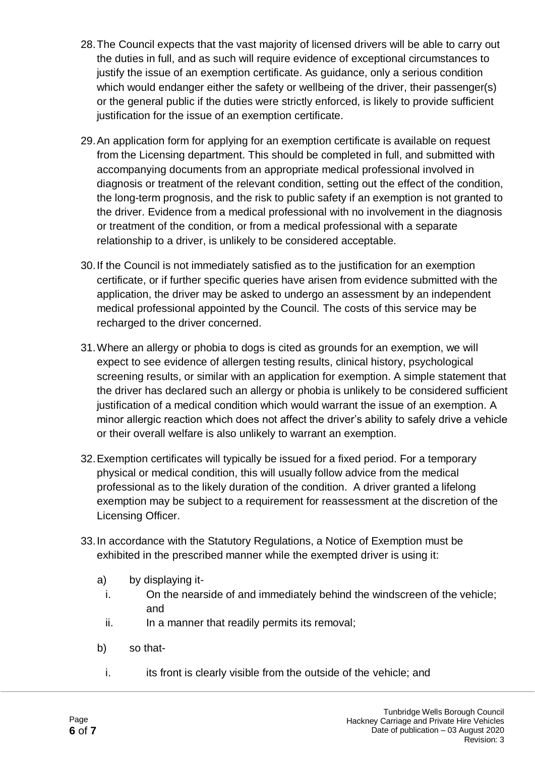28. The Council expects that the vast majority of licensed drivers will be able to carry out the duties in full, and as such will require evidence of exceptional circumstances to justify the issue of an exemption certificate. As guidance, only a serious condition which would endanger either the safety or wellbeing of the driver, their passenger(s) or the general public if the duties were strictly enforced, is likely to provide sufficient justification for the issue of an exemption certificate.

29. An application form for applying for an exemption certificate is available on request from the Licensing department. This should be completed in full, and submitted with accompanying documents from an appropriate medical professional involved in diagnosis or treatment of the relevant condition, setting out the effect of the condition, the long-term prognosis, and the risk to public safety if an exemption is not granted to the driver. Evidence from a medical professional with no involvement in the diagnosis or treatment of the condition, or from a medical professional with a separate relationship to a driver, is unlikely to be considered acceptable.

30. If the Council is not immediately satisfied as to the justification for an exemption certificate, or if further specific queries have arisen from evidence submitted with the application, the driver may be asked to undergo an assessment by an independent medical professional appointed by the Council. The costs of this service may be recharged to the driver concerned.

31. Where an allergy or phobia to dogs is cited as grounds for an exemption, we will expect to see evidence of allergen testing results, clinical history, psychological screening results, or similar with an application for exemption. A simple statement that the driver has declared such an allergy or phobia is unlikely to be considered sufficient justification of a medical condition which would warrant the issue of an exemption. A minor allergic reaction which does not affect the driver's ability to safely drive a vehicle or their overall welfare is also unlikely to warrant an exemption.

32. Exemption certificates will typically be issued for a fixed period. For a temporary physical or medical condition, this will usually follow advice from the medical professional as to the likely duration of the condition. A driver granted a lifelong exemption may be subject to a requirement for reassessment at the discretion of the Licensing Officer.

33. In accordance with the Statutory Regulations, a Notice of Exemption must be exhibited in the prescribed manner while the exempted driver is using it:

    a) by displaying it-
        i. On the nearside of and immediately behind the windscreen of the vehicle; and
        ii. In a manner that readily permits its removal;

    b) so that-
        i. its front is clearly visible from the outside of the vehicle; and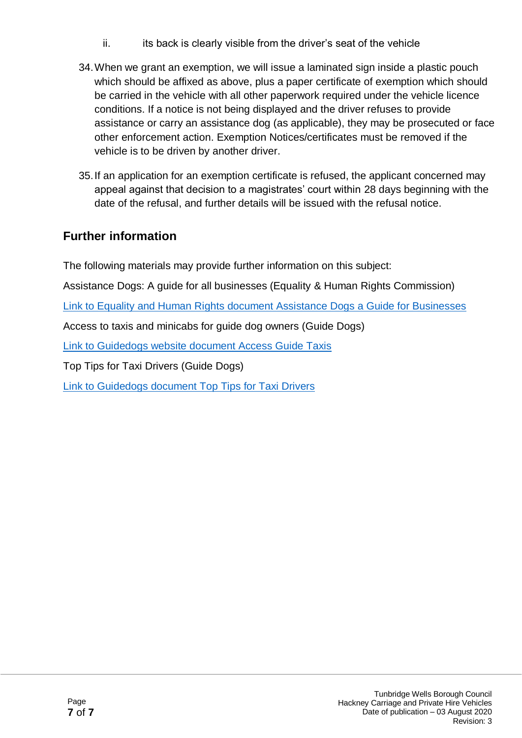ii. its back is clearly visible from the driver's seat of the vehicle

34. When we grant an exemption, we will issue a laminated sign inside a plastic pouch which should be affixed as above, plus a paper certificate of exemption which should be carried in the vehicle with all other paperwork required under the vehicle licence conditions. If a notice is not being displayed and the driver refuses to provide assistance or carry an assistance dog (as applicable), they may be prosecuted or face other enforcement action. Exemption Notices/certificates must be removed if the vehicle is to be driven by another driver.

35. If an application for an exemption certificate is refused, the applicant concerned may appeal against that decision to a magistrates' court within 28 days beginning with the date of the refusal, and further details will be issued with the refusal notice.

## Further information

The following materials may provide further information on this subject:

Assistance Dogs: A guide for all businesses (Equality & Human Rights Commission)

Link to Equality and Human Rights document Assistance Dogs a Guide for Businesses

Access to taxis and minicabs for guide dog owners (Guide Dogs)

Link to Guidedogs website document Access Guide Taxis

Top Tips for Taxi Drivers (Guide Dogs)

Link to Guidedogs document Top Tips for Taxi Drivers